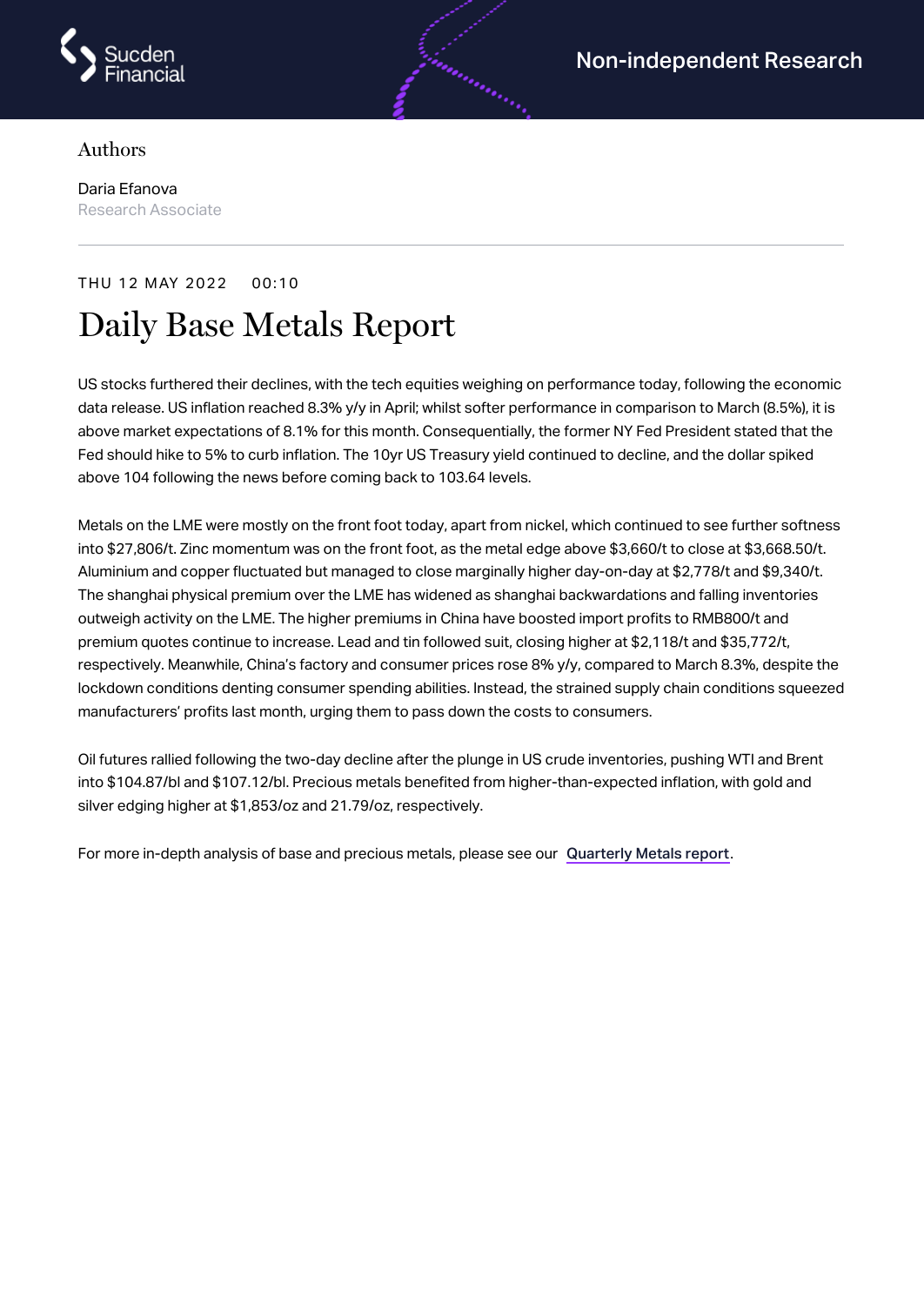Non-independent Research

Authors

Daria Efanova
Research Associate

THU 12 MAY 2022 00:10

# Daily Base Metals Report

US stocks furthered their declines, with the tech equities weighing on performance today, following the economic data release. US inflation reached 8.3% y/y in April; whilst softer performance in comparison to March (8.5%), it is above market expectations of 8.1% for this month. Consequentially, the former NY Fed President stated that the Fed should hike to 5% to curb inflation. The 10yr US Treasury yield continued to decline, and the dollar spiked above 104 following the news before coming back to 103.64 levels.

Metals on the LME were mostly on the front foot today, apart from nickel, which continued to see further softness into $27,806/t. Zinc momentum was on the front foot, as the metal edge above $3,660/t to close at $3,668.50/t. Aluminium and copper fluctuated but managed to close marginally higher day-on-day at $2,778/t and $9,340/t. The shanghai physical premium over the LME has widened as shanghai backwardations and falling inventories outweigh activity on the LME. The higher premiums in China have boosted import profits to RMB800/t and premium quotes continue to increase. Lead and tin followed suit, closing higher at $2,118/t and $35,772/t, respectively. Meanwhile, China's factory and consumer prices rose 8% y/y, compared to March 8.3%, despite the lockdown conditions denting consumer spending abilities. Instead, the strained supply chain conditions squeezed manufacturers' profits last month, urging them to pass down the costs to consumers.

Oil futures rallied following the two-day decline after the plunge in US crude inventories, pushing WTI and Brent into $104.87/bl and $107.12/bl. Precious metals benefited from higher-than-expected inflation, with gold and silver edging higher at $1,853/oz and 21.79/oz, respectively.

For more in-depth analysis of base and precious metals, please see our Quarterly Metals report.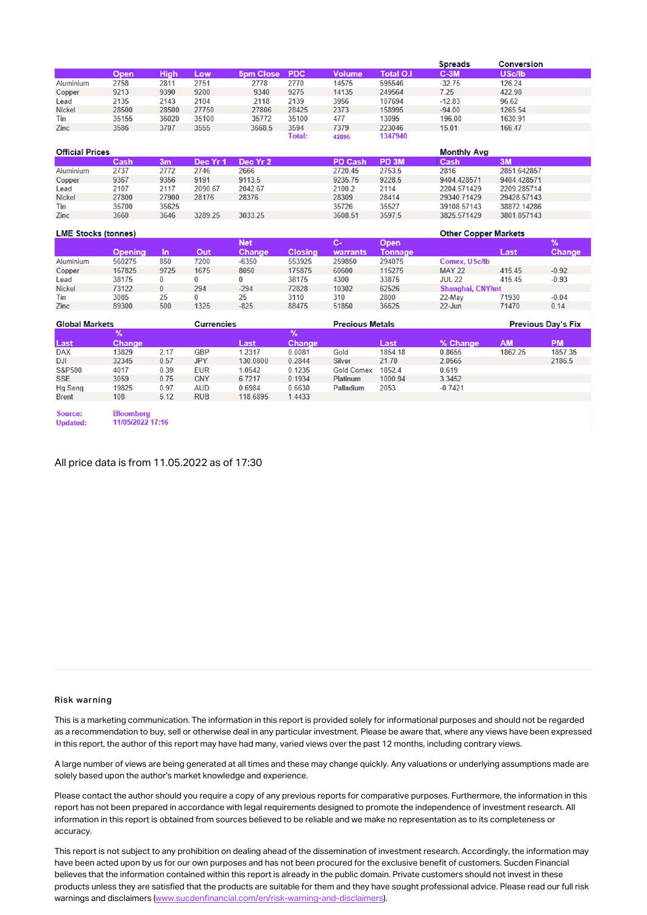| | Open | High | Low | 5pm Close | PDC | Volume | Total O.I | Spreads C-3M | Conversion USc/lb |
|---|---|---|---|---|---|---|---|---|---|
| Aluminium | 2758 | 2811 | 2751 | 2778 | 2770 | 14575 | 595546 | -32.75 | 126.24 |
| Copper | 9213 | 9390 | 9200 | 9340 | 9275 | 14135 | 249564 | 7.25 | 422.98 |
| Lead | 2135 | 2143 | 2104 | 2118 | 2139 | 3956 | 107694 | -12.83 | 96.62 |
| Nickel | 28500 | 28500 | 27750 | 27806 | 28425 | 2373 | 158995 | -94.00 | 1265.54 |
| Tin | 35155 | 36020 | 35100 | 35772 | 35100 | 477 | 13095 | 196.00 | 1630.91 |
| Zinc | 3586 | 3707 | 3555 | 3668.5 | 3594 | 7379 | 223046 | 15.01 | 166.47 |
| | | | | | Total: | 42895 | 1347940 | | |

**Official Prices**

| | Cash | 3m | Dec Yr 1 | Dec Yr 2 | PD Cash | PD 3M | Monthly Avg Cash | Monthly Avg 3M |
|---|---|---|---|---|---|---|---|---|
| Aluminium | 2737 | 2772 | 2746 | 2666 | 2720.45 | 2753.5 | 2816 | 2851.642857 |
| Copper | 9367 | 9356 | 9191 | 9113.5 | 9235.75 | 9228.5 | 9404.428571 | 9404.428571 |
| Lead | 2107 | 2117 | 2090.67 | 2042.67 | 2100.2 | 2114 | 2204.571429 | 2209.285714 |
| Nickel | 27800 | 27900 | 28176 | 28376 | 28309 | 28414 | 29340.71429 | 29428.57143 |
| Tin | 35700 | 35625 | | | 35726 | 35527 | 39108.57143 | 38872.14286 |
| Zinc | 3660 | 3646 | 3289.25 | 3033.25 | 3608.51 | 3597.5 | 3825.571429 | 3801.857143 |

**LME Stocks (tonnes)**

| | Opening | In | Out | Net Change | Closing | C-warrants | Open Tonnage |
|---|---|---|---|---|---|---|---|
| Aluminium | 560275 | 850 | 7200 | -6350 | 553925 | 259850 | 294075 |
| Copper | 167825 | 9725 | 1675 | 8050 | 175875 | 60600 | 115275 |
| Lead | 38175 | 0 | 0 | 0 | 38175 | 4300 | 33875 |
| Nickel | 73122 | 0 | 294 | -294 | 72828 | 10302 | 62526 |
| Tin | 3085 | 25 | 0 | 25 | 3110 | 310 | 2800 |
| Zinc | 89300 | 500 | 1325 | -825 | 88475 | 51850 | 36625 |

**Other Copper Markets**

| | Last | % Change |
|---|---|---|
| Comex, USc/lb | | |
| MAY 22 | 415.45 | -0.92 |
| JUL 22 | 415.45 | -0.93 |
| Shanghai, CNY/mt | | |
| 22-May | 71930 | -0.04 |
| 22-Jun | 71470 | 0.14 |

**Global Markets**

| | Last | % Change |
|---|---|---|
| DAX | 13829 | 2.17 |
| DJI | 32345 | 0.57 |
| S&P500 | 4017 | 0.39 |
| SSE | 3059 | 0.75 |
| Hg Seng | 19825 | 0.97 |
| Brent | 108 | 5.12 |

**Currencies**

| | Last | % Change |
|---|---|---|
| GBP | 1.2317 | 0.0081 |
| JPY | 130.0800 | 0.2844 |
| EUR | 1.0542 | 0.1235 |
| CNY | 6.7217 | 0.1934 |
| AUD | 0.6984 | 0.6630 |
| RUB | 118.6895 | 1.4433 |

**Precious Metals**

| | Last | % Change | Previous Day's Fix AM | Previous Day's Fix PM |
|---|---|---|---|---|
| Gold | 1854.18 | 0.8655 | 1862.25 | 1857.35 |
| Silver | 21.70 | 2.0565 | | 2186.5 |
| Gold Comex | 1852.4 | 0.619 | | |
| Platinum | 1000.94 | 3.3452 | | |
| Palladium | 2053 | -0.7421 | | |

Source: Bloomberg
Updated: 11/05/2022 17:16

All price data is from 11.05.2022 as of 17:30

## Risk warning

This is a marketing communication. The information in this report is provided solely for informational purposes and should not be regarded as a recommendation to buy, sell or otherwise deal in any particular investment. Please be aware that, where any views have been expressed in this report, the author of this report may have had many, varied views over the past 12 months, including contrary views.

A large number of views are being generated at all times and these may change quickly. Any valuations or underlying assumptions made are solely based upon the author's market knowledge and experience.

Please contact the author should you require a copy of any previous reports for comparative purposes. Furthermore, the information in this report has not been prepared in accordance with legal requirements designed to promote the independence of investment research. All information in this report is obtained from sources believed to be reliable and we make no representation as to its completeness or accuracy.

This report is not subject to any prohibition on dealing ahead of the dissemination of investment research. Accordingly, the information may have been acted upon by us for our own purposes and has not been procured for the exclusive benefit of customers. Sucden Financial believes that the information contained within this report is already in the public domain. Private customers should not invest in these products unless they are satisfied that the products are suitable for them and they have sought professional advice. Please read our full risk warnings and disclaimers (www.sucdenfinancial.com/en/risk-warning-and-disclaimers).